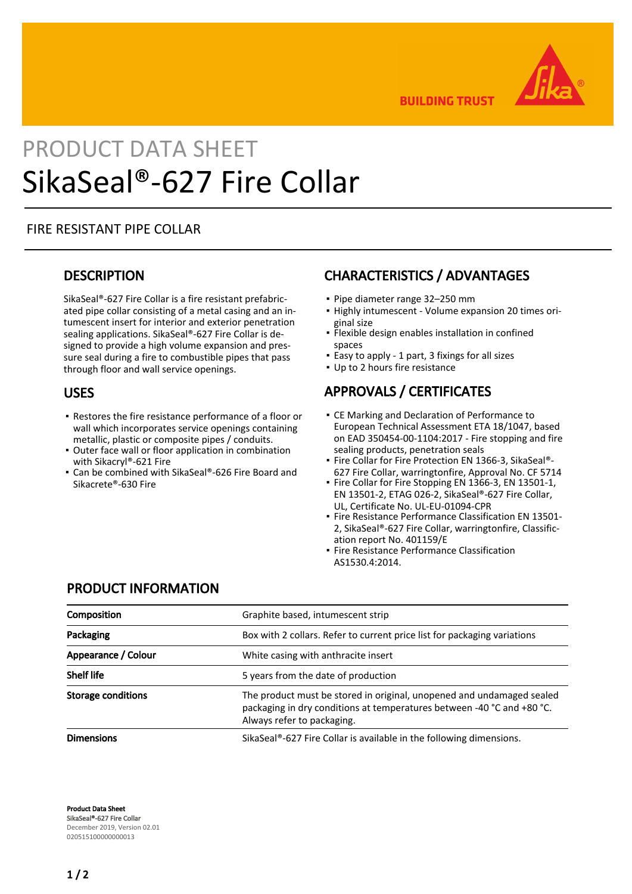PRODUCT DATA SHEET

# SikaSeal®-627 Fire Collar

FIRE RESISTANT PIPE COLLAR

## DESCRIPTION

SikaSeal®-627 Fire Collar is a fire resistant prefabricated pipe collar consisting of a metal casing and an intumescent insert for interior and exterior penetration sealing applications. SikaSeal®-627 Fire Collar is designed to provide a high volume expansion and pressure seal during a fire to combustible pipes that pass through floor and wall service openings.

## USES

- Restores the fire resistance performance of a floor or wall which incorporates service openings containing metallic, plastic or composite pipes / conduits.
- Outer face wall or floor application in combination with Sikacryl®-621 Fire
- Can be combined with SikaSeal®-626 Fire Board and Sikacrete®-630 Fire

## CHARACTERISTICS / ADVANTAGES

- Pipe diameter range 32–250 mm
- Highly intumescent - Volume expansion 20 times original size
- Flexible design enables installation in confined spaces
- Easy to apply - 1 part, 3 fixings for all sizes
- Up to 2 hours fire resistance

## APPROVALS / CERTIFICATES

- CE Marking and Declaration of Performance to European Technical Assessment ETA 18/1047, based on EAD 350454-00-1104:2017 - Fire stopping and fire sealing products, penetration seals
- Fire Collar for Fire Protection EN 1366-3, SikaSeal®-627 Fire Collar, warringtonfire, Approval No. CF 5714
- Fire Collar for Fire Stopping EN 1366-3, EN 13501-1, EN 13501-2, ETAG 026-2, SikaSeal®-627 Fire Collar, UL, Certificate No. UL-EU-01094-CPR
- Fire Resistance Performance Classification EN 13501-2, SikaSeal®-627 Fire Collar, warringtonfire, Classification report No. 401159/E
- Fire Resistance Performance Classification AS1530.4:2014.

## PRODUCT INFORMATION

| | |
|---|---|
| **Composition** | Graphite based, intumescent strip |
| **Packaging** | Box with 2 collars. Refer to current price list for packaging variations |
| **Appearance / Colour** | White casing with anthracite insert |
| **Shelf life** | 5 years from the date of production |
| **Storage conditions** | The product must be stored in original, unopened and undamaged sealed packaging in dry conditions at temperatures between -40 °C and +80 °C. Always refer to packaging. |
| **Dimensions** | SikaSeal®-627 Fire Collar is available in the following dimensions. |

**Product Data Sheet**
**SikaSeal®-627 Fire Collar**
December 2019, Version 02.01
020515100000000013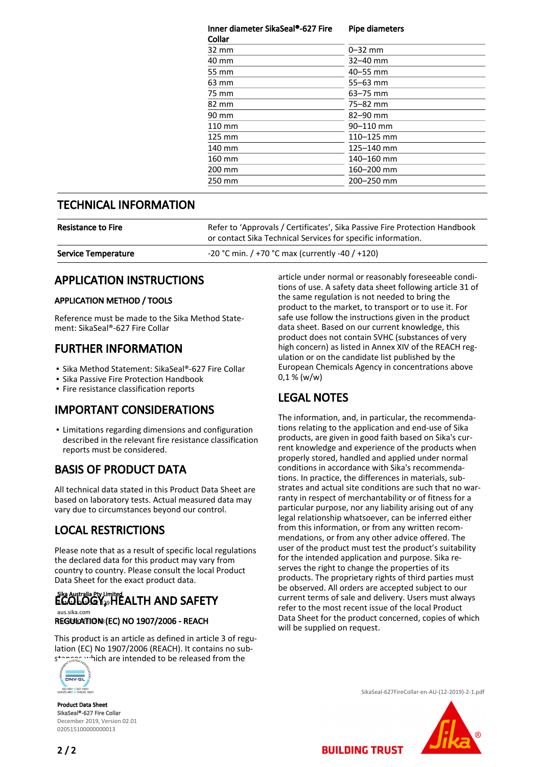| Inner diameter SikaSeal®-627 Fire Collar | Pipe diameters |
|---|---|
| 32 mm | 0–32 mm |
| 40 mm | 32–40 mm |
| 55 mm | 40–55 mm |
| 63 mm | 55–63 mm |
| 75 mm | 63–75 mm |
| 82 mm | 75–82 mm |
| 90 mm | 82–90 mm |
| 110 mm | 90–110 mm |
| 125 mm | 110–125 mm |
| 140 mm | 125–140 mm |
| 160 mm | 140–160 mm |
| 200 mm | 160–200 mm |
| 250 mm | 200–250 mm |

## TECHNICAL INFORMATION

| | |
|---|---|
| **Resistance to Fire** | Refer to 'Approvals / Certificates', Sika Passive Fire Protection Handbook or contact Sika Technical Services for specific information. |
| **Service Temperature** | -20 °C min. / +70 °C max (currently -40 / +120) |

## APPLICATION INSTRUCTIONS

### APPLICATION METHOD / TOOLS

Reference must be made to the Sika Method Statement: SikaSeal®-627 Fire Collar

## FURTHER INFORMATION

- Sika Method Statement: SikaSeal®-627 Fire Collar
- Sika Passive Fire Protection Handbook
- Fire resistance classification reports

## IMPORTANT CONSIDERATIONS

- Limitations regarding dimensions and configuration described in the relevant fire resistance classification reports must be considered.

## BASIS OF PRODUCT DATA

All technical data stated in this Product Data Sheet are based on laboratory tests. Actual measured data may vary due to circumstances beyond our control.

## LOCAL RESTRICTIONS

Please note that as a result of specific local regulations the declared data for this product may vary from country to country. Please consult the local Product Data Sheet for the exact product data.

## ECOLOGY, HEALTH AND SAFETY

### REGULATION (EC) NO 1907/2006 - REACH

This product is an article as defined in article 3 of regulation (EC) No 1907/2006 (REACH). It contains no substances which are intended to be released from the article under normal or reasonably foreseeable conditions of use. A safety data sheet following article 31 of the same regulation is not needed to bring the product to the market, to transport or to use it. For safe use follow the instructions given in the product data sheet. Based on our current knowledge, this product does not contain SVHC (substances of very high concern) as listed in Annex XIV of the REACH regulation or on the candidate list published by the European Chemicals Agency in concentrations above 0,1 % (w/w)

## LEGAL NOTES

The information, and, in particular, the recommendations relating to the application and end-use of Sika products, are given in good faith based on Sika's current knowledge and experience of the products when properly stored, handled and applied under normal conditions in accordance with Sika's recommendations. In practice, the differences in materials, substrates and actual site conditions are such that no warranty in respect of merchantability or of fitness for a particular purpose, nor any liability arising out of any legal relationship whatsoever, can be inferred either from this information, or from any written recommendations, or from any other advice offered. The user of the product must test the product's suitability for the intended application and purpose. Sika reserves the right to change the properties of its products. The proprietary rights of third parties must be observed. All orders are accepted subject to our current terms of sale and delivery. Users must always refer to the most recent issue of the local Product Data Sheet for the product concerned, copies of which will be supplied on request.

Sika Australia Pty Limited
aus.sika.com

SikaSeal-627FireCollar-en-AU-(12-2019)-2-1.pdf

**Product Data Sheet**
**SikaSeal®-627 Fire Collar**
December 2019, Version 02.01
020515100000000013